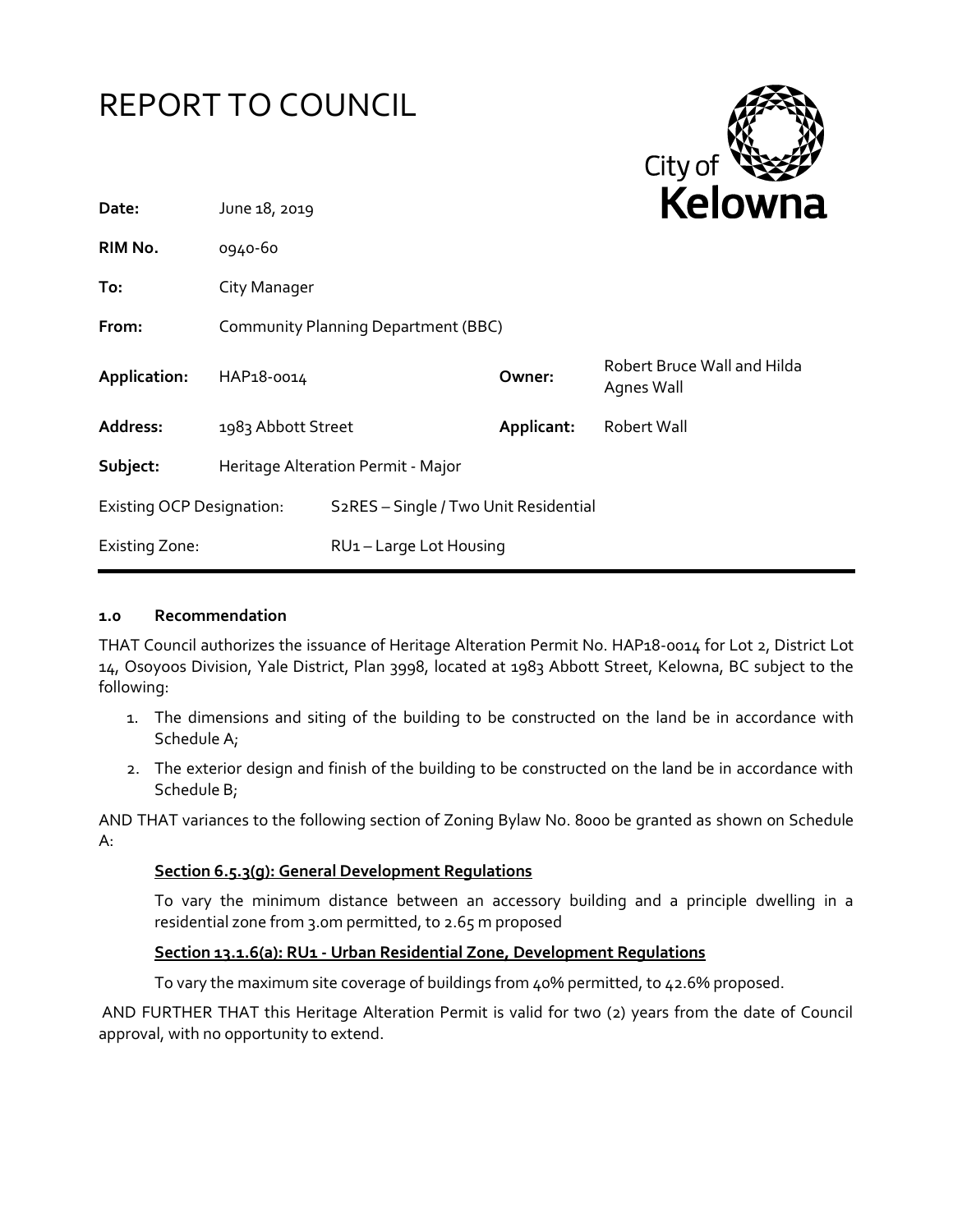# REPORT TO COUNCIL

City of Kelowna

| | | | |
|---|---|---|---|
| **Date:** | June 18, 2019 | | |
| **RIM No.** | 0940-60 | | |
| **To:** | City Manager | | |
| **From:** | Community Planning Department (BBC) | | |
| **Application:** | HAP18-0014 | **Owner:** | Robert Bruce Wall and Hilda Agnes Wall |
| **Address:** | 1983 Abbott Street | **Applicant:** | Robert Wall |
| **Subject:** | Heritage Alteration Permit - Major | | |
| Existing OCP Designation: | S2RES – Single / Two Unit Residential | | |
| Existing Zone: | RU1 – Large Lot Housing | | |

## 1.0 Recommendation

THAT Council authorizes the issuance of Heritage Alteration Permit No. HAP18-0014 for Lot 2, District Lot 14, Osoyoos Division, Yale District, Plan 3998, located at 1983 Abbott Street, Kelowna, BC subject to the following:

1. The dimensions and siting of the building to be constructed on the land be in accordance with Schedule A;
2. The exterior design and finish of the building to be constructed on the land be in accordance with Schedule B;

AND THAT variances to the following section of Zoning Bylaw No. 8000 be granted as shown on Schedule A:

**Section 6.5.3(g): General Development Regulations**

To vary the minimum distance between an accessory building and a principle dwelling in a residential zone from 3.0m permitted, to 2.65 m proposed

**Section 13.1.6(a): RU1 - Urban Residential Zone, Development Regulations**

To vary the maximum site coverage of buildings from 40% permitted, to 42.6% proposed.

AND FURTHER THAT this Heritage Alteration Permit is valid for two (2) years from the date of Council approval, with no opportunity to extend.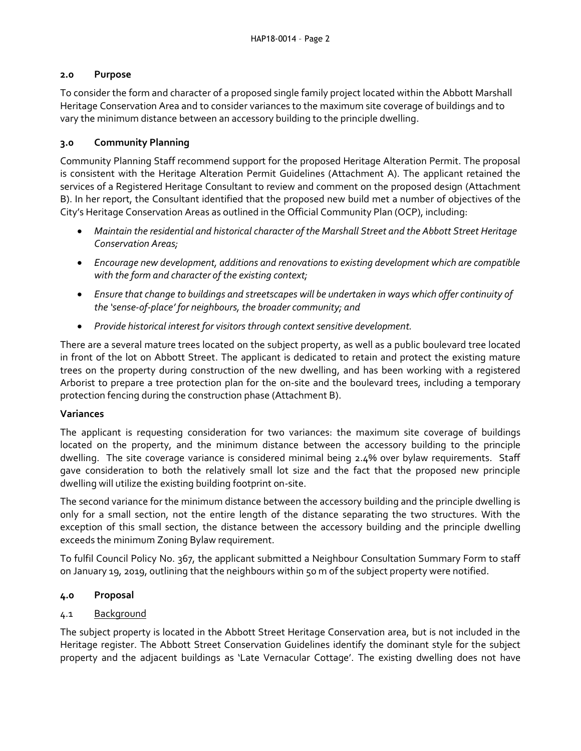## 2.0 Purpose

To consider the form and character of a proposed single family project located within the Abbott Marshall Heritage Conservation Area and to consider variances to the maximum site coverage of buildings and to vary the minimum distance between an accessory building to the principle dwelling.

## 3.0 Community Planning

Community Planning Staff recommend support for the proposed Heritage Alteration Permit. The proposal is consistent with the Heritage Alteration Permit Guidelines (Attachment A). The applicant retained the services of a Registered Heritage Consultant to review and comment on the proposed design (Attachment B). In her report, the Consultant identified that the proposed new build met a number of objectives of the City's Heritage Conservation Areas as outlined in the Official Community Plan (OCP), including:

- *Maintain the residential and historical character of the Marshall Street and the Abbott Street Heritage Conservation Areas;*
- *Encourage new development, additions and renovations to existing development which are compatible with the form and character of the existing context;*
- *Ensure that change to buildings and streetscapes will be undertaken in ways which offer continuity of the 'sense-of-place' for neighbours, the broader community; and*
- *Provide historical interest for visitors through context sensitive development.*

There are a several mature trees located on the subject property, as well as a public boulevard tree located in front of the lot on Abbott Street. The applicant is dedicated to retain and protect the existing mature trees on the property during construction of the new dwelling, and has been working with a registered Arborist to prepare a tree protection plan for the on-site and the boulevard trees, including a temporary protection fencing during the construction phase (Attachment B).

### Variances

The applicant is requesting consideration for two variances: the maximum site coverage of buildings located on the property, and the minimum distance between the accessory building to the principle dwelling. The site coverage variance is considered minimal being 2.4% over bylaw requirements. Staff gave consideration to both the relatively small lot size and the fact that the proposed new principle dwelling will utilize the existing building footprint on-site.

The second variance for the minimum distance between the accessory building and the principle dwelling is only for a small section, not the entire length of the distance separating the two structures. With the exception of this small section, the distance between the accessory building and the principle dwelling exceeds the minimum Zoning Bylaw requirement.

To fulfil Council Policy No. 367, the applicant submitted a Neighbour Consultation Summary Form to staff on January 19, 2019, outlining that the neighbours within 50 m of the subject property were notified.

## 4.0 Proposal

### 4.1 Background

The subject property is located in the Abbott Street Heritage Conservation area, but is not included in the Heritage register. The Abbott Street Conservation Guidelines identify the dominant style for the subject property and the adjacent buildings as 'Late Vernacular Cottage'. The existing dwelling does not have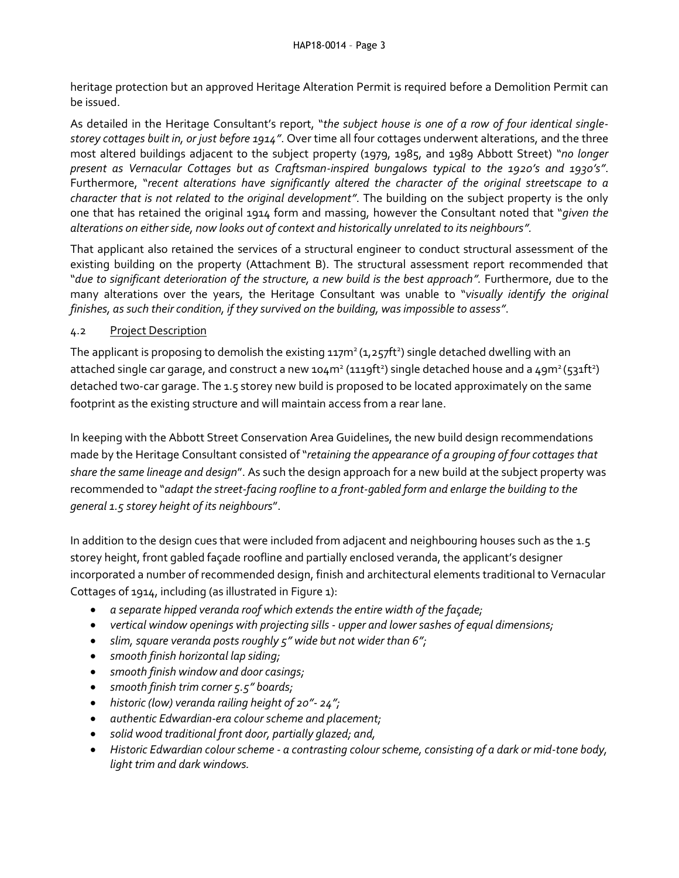heritage protection but an approved Heritage Alteration Permit is required before a Demolition Permit can be issued.

As detailed in the Heritage Consultant's report, "*the subject house is one of a row of four identical single-storey cottages built in, or just before 1914*". Over time all four cottages underwent alterations, and the three most altered buildings adjacent to the subject property (1979, 1985, and 1989 Abbott Street) "*no longer present as Vernacular Cottages but as Craftsman-inspired bungalows typical to the 1920's and 1930's*". Furthermore, "*recent alterations have significantly altered the character of the original streetscape to a character that is not related to the original development*". The building on the subject property is the only one that has retained the original 1914 form and massing, however the Consultant noted that "*given the alterations on either side, now looks out of context and historically unrelated to its neighbours*".

That applicant also retained the services of a structural engineer to conduct structural assessment of the existing building on the property (Attachment B). The structural assessment report recommended that "*due to significant deterioration of the structure, a new build is the best approach*". Furthermore, due to the many alterations over the years, the Heritage Consultant was unable to "*visually identify the original finishes, as such their condition, if they survived on the building, was impossible to assess*".

### 4.2 Project Description

The applicant is proposing to demolish the existing 117m² (1,257ft²) single detached dwelling with an attached single car garage, and construct a new 104m² (1119ft²) single detached house and a 49m² (531ft²) detached two-car garage. The 1.5 storey new build is proposed to be located approximately on the same footprint as the existing structure and will maintain access from a rear lane.

In keeping with the Abbott Street Conservation Area Guidelines, the new build design recommendations made by the Heritage Consultant consisted of "*retaining the appearance of a grouping of four cottages that share the same lineage and design*". As such the design approach for a new build at the subject property was recommended to "*adapt the street-facing roofline to a front-gabled form and enlarge the building to the general 1.5 storey height of its neighbours*".

In addition to the design cues that were included from adjacent and neighbouring houses such as the 1.5 storey height, front gabled façade roofline and partially enclosed veranda, the applicant's designer incorporated a number of recommended design, finish and architectural elements traditional to Vernacular Cottages of 1914, including (as illustrated in Figure 1):

- *a separate hipped veranda roof which extends the entire width of the façade;*
- *vertical window openings with projecting sills - upper and lower sashes of equal dimensions;*
- *slim, square veranda posts roughly 5" wide but not wider than 6";*
- *smooth finish horizontal lap siding;*
- *smooth finish window and door casings;*
- *smooth finish trim corner 5.5" boards;*
- *historic (low) veranda railing height of 20"- 24";*
- *authentic Edwardian-era colour scheme and placement;*
- *solid wood traditional front door, partially glazed; and,*
- *Historic Edwardian colour scheme - a contrasting colour scheme, consisting of a dark or mid-tone body, light trim and dark windows.*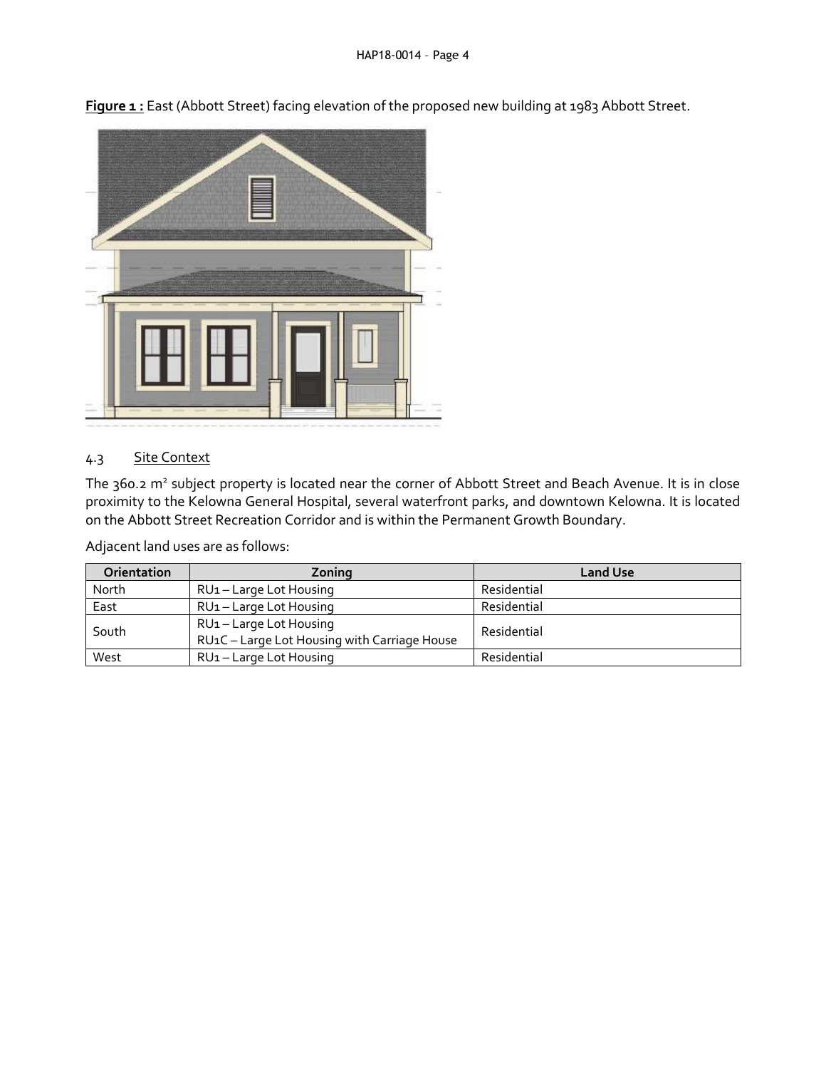**Figure 1 :** East (Abbott Street) facing elevation of the proposed new building at 1983 Abbott Street.

## 4.3 Site Context

The 360.2 m² subject property is located near the corner of Abbott Street and Beach Avenue. It is in close proximity to the Kelowna General Hospital, several waterfront parks, and downtown Kelowna. It is located on the Abbott Street Recreation Corridor and is within the Permanent Growth Boundary.

Adjacent land uses are as follows:

| Orientation | Zoning | Land Use |
| --- | --- | --- |
| North | RU1 – Large Lot Housing | Residential |
| East | RU1 – Large Lot Housing | Residential |
| South | RU1 – Large Lot Housing<br>RU1C – Large Lot Housing with Carriage House | Residential |
| West | RU1 – Large Lot Housing | Residential |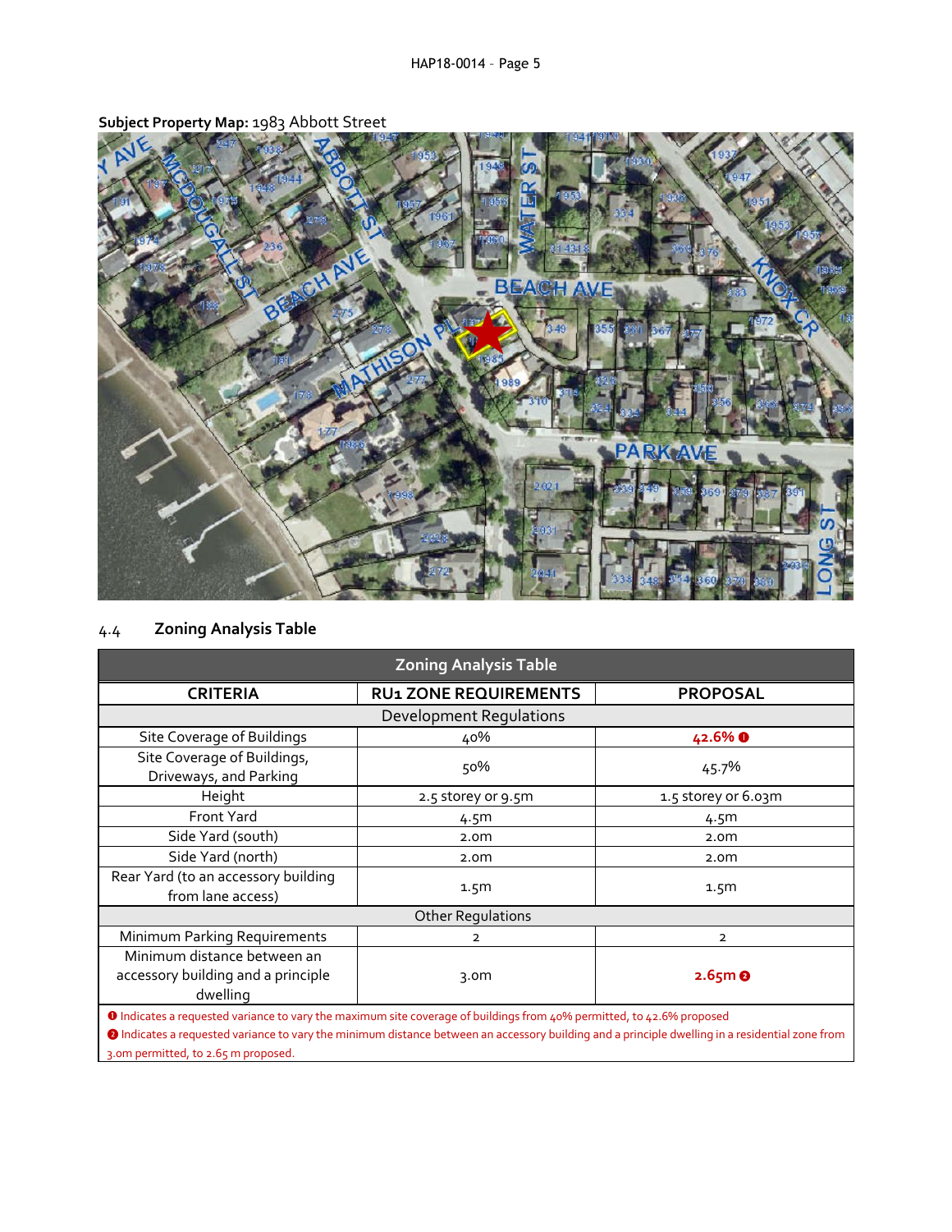**Subject Property Map:** 1983 Abbott Street

4.4 **Zoning Analysis Table**

| Zoning Analysis Table | | |
|---|---|---|
| **CRITERIA** | **RU1 ZONE REQUIREMENTS** | **PROPOSAL** |
| Development Regulations | | |
| Site Coverage of Buildings | 40% | **42.6% ❶** |
| Site Coverage of Buildings, Driveways, and Parking | 50% | 45.7% |
| Height | 2.5 storey or 9.5m | 1.5 storey or 6.03m |
| Front Yard | 4.5m | 4.5m |
| Side Yard (south) | 2.0m | 2.0m |
| Side Yard (north) | 2.0m | 2.0m |
| Rear Yard (to an accessory building from lane access) | 1.5m | 1.5m |
| Other Regulations | | |
| Minimum Parking Requirements | 2 | 2 |
| Minimum distance between an accessory building and a principle dwelling | 3.0m | **2.65m ❷** |

❶ Indicates a requested variance to vary the maximum site coverage of buildings from 40% permitted, to 42.6% proposed

❷ Indicates a requested variance to vary the minimum distance between an accessory building and a principle dwelling in a residential zone from 3.0m permitted, to 2.65 m proposed.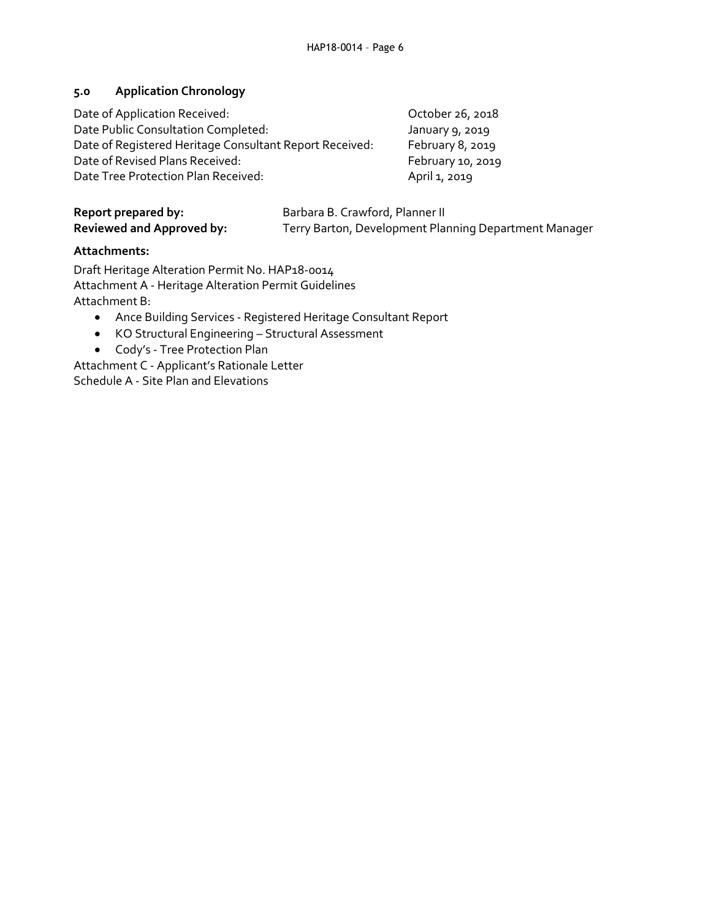## 5.0 Application Chronology

| | |
|---|---|
| Date of Application Received: | October 26, 2018 |
| Date Public Consultation Completed: | January 9, 2019 |
| Date of Registered Heritage Consultant Report Received: | February 8, 2019 |
| Date of Revised Plans Received: | February 10, 2019 |
| Date Tree Protection Plan Received: | April 1, 2019 |

**Report prepared by:** Barbara B. Crawford, Planner II

**Reviewed and Approved by:** Terry Barton, Development Planning Department Manager

**Attachments:**

Draft Heritage Alteration Permit No. HAP18-0014

Attachment A - Heritage Alteration Permit Guidelines

Attachment B:

- Ance Building Services - Registered Heritage Consultant Report
- KO Structural Engineering – Structural Assessment
- Cody's - Tree Protection Plan

Attachment C - Applicant's Rationale Letter

Schedule A - Site Plan and Elevations